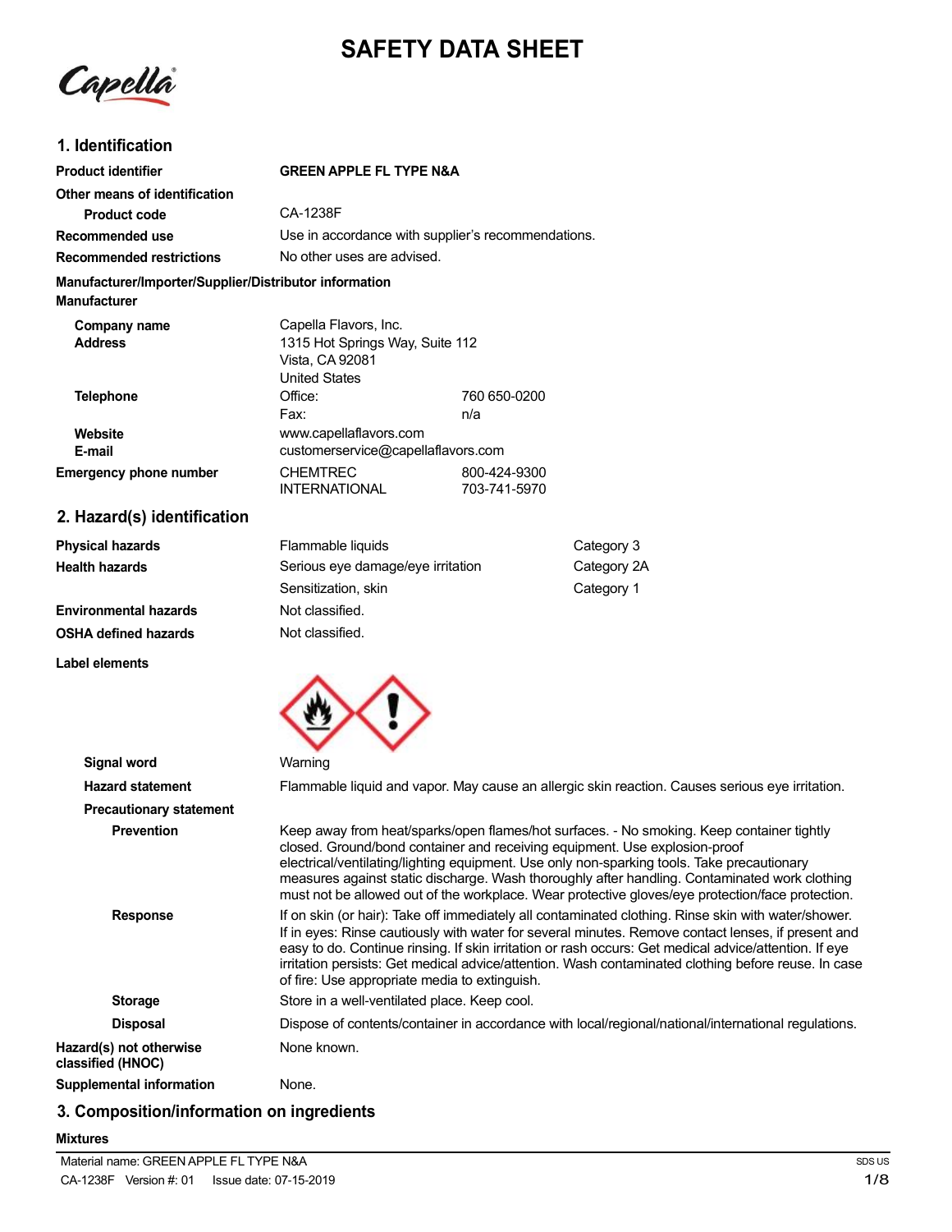# SAFETY DATA SHEET

## 1. Identification

| | | |
|---|---|---|
| **Product identifier** | **GREEN APPLE FL TYPE N&A** | |
| **Other means of identification** | | |
| **Product code** | CA-1238F | |
| **Recommended use** | Use in accordance with supplier's recommendations. | |
| **Recommended restrictions** | No other uses are advised. | |

**Manufacturer/Importer/Supplier/Distributor information**

**Manufacturer**

| | | |
|---|---|---|
| **Company name** | Capella Flavors, Inc. | |
| **Address** | 1315 Hot Springs Way, Suite 112<br>Vista, CA 92081<br>United States | |
| **Telephone** | Office: | 760 650-0200 |
| | Fax: | n/a |
| **Website** | www.capellaflavors.com | |
| **E-mail** | customerservice@capellaflavors.com | |
| **Emergency phone number** | CHEMTREC | 800-424-9300 |
| | INTERNATIONAL | 703-741-5970 |

## 2. Hazard(s) identification

| | | |
|---|---|---|
| **Physical hazards** | Flammable liquids | Category 3 |
| **Health hazards** | Serious eye damage/eye irritation | Category 2A |
| | Sensitization, skin | Category 1 |
| **Environmental hazards** | Not classified. | |
| **OSHA defined hazards** | Not classified. | |

**Label elements**

**Signal word** Warning

**Hazard statement** Flammable liquid and vapor. May cause an allergic skin reaction. Causes serious eye irritation.

**Precautionary statement**

**Prevention** Keep away from heat/sparks/open flames/hot surfaces. - No smoking. Keep container tightly closed. Ground/bond container and receiving equipment. Use explosion-proof electrical/ventilating/lighting equipment. Use only non-sparking tools. Take precautionary measures against static discharge. Wash thoroughly after handling. Contaminated work clothing must not be allowed out of the workplace. Wear protective gloves/eye protection/face protection.

**Response** If on skin (or hair): Take off immediately all contaminated clothing. Rinse skin with water/shower. If in eyes: Rinse cautiously with water for several minutes. Remove contact lenses, if present and easy to do. Continue rinsing. If skin irritation or rash occurs: Get medical advice/attention. If eye irritation persists: Get medical advice/attention. Wash contaminated clothing before reuse. In case of fire: Use appropriate media to extinguish.

**Storage** Store in a well-ventilated place. Keep cool.

**Disposal** Dispose of contents/container in accordance with local/regional/national/international regulations.

**Hazard(s) not otherwise classified (HNOC)** None known.

**Supplemental information** None.

## 3. Composition/information on ingredients

**Mixtures**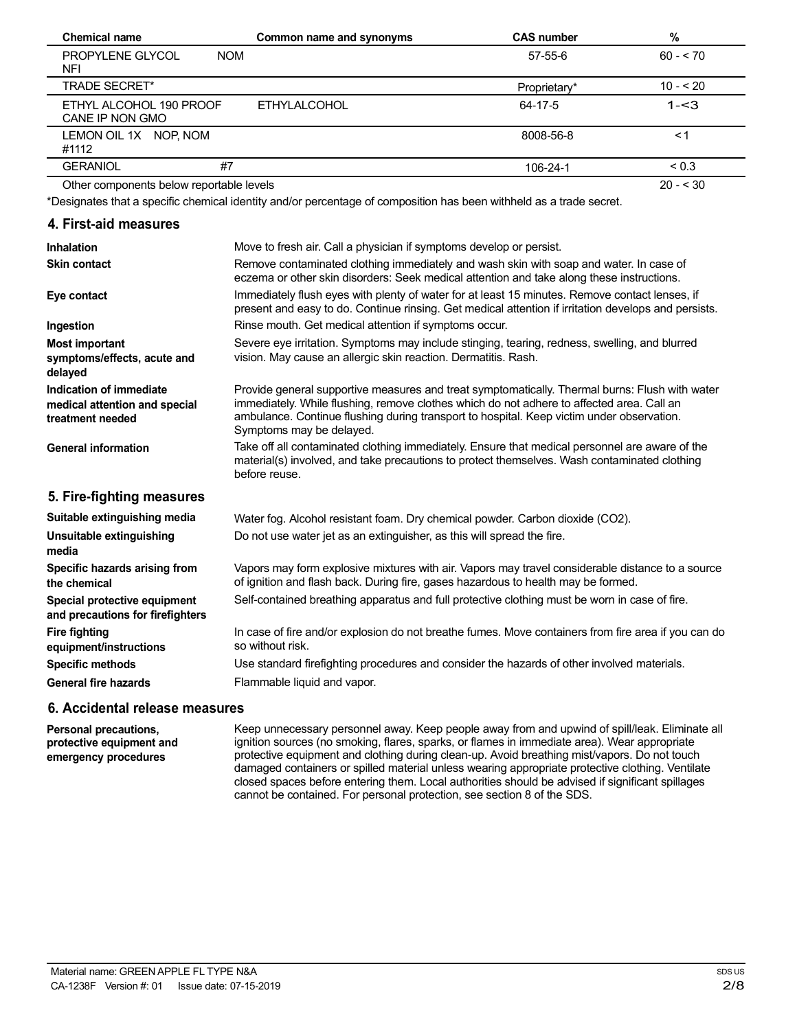| Chemical name | Common name and synonyms | CAS number | % |
|---|---|---|---|
| PROPYLENE GLYCOL NOM NFI | | 57-55-6 | 60 - < 70 |
| TRADE SECRET* | | Proprietary* | 10 - < 20 |
| ETHYL ALCOHOL 190 PROOF CANE IP NON GMO | ETHYLALCOHOL | 64-17-5 | 1-<3 |
| LEMON OIL 1X NOP, NOM #1112 | | 8008-56-8 | < 1 |
| GERANIOL #7 | | 106-24-1 | < 0.3 |
| Other components below reportable levels | | | 20 - < 30 |

*Designates that a specific chemical identity and/or percentage of composition has been withheld as a trade secret.

## 4. First-aid measures

**Inhalation** Move to fresh air. Call a physician if symptoms develop or persist.

**Skin contact** Remove contaminated clothing immediately and wash skin with soap and water. In case of eczema or other skin disorders: Seek medical attention and take along these instructions.

**Eye contact** Immediately flush eyes with plenty of water for at least 15 minutes. Remove contact lenses, if present and easy to do. Continue rinsing. Get medical attention if irritation develops and persists.

**Ingestion** Rinse mouth. Get medical attention if symptoms occur.

**Most important symptoms/effects, acute and delayed** Severe eye irritation. Symptoms may include stinging, tearing, redness, swelling, and blurred vision. May cause an allergic skin reaction. Dermatitis. Rash.

**Indication of immediate medical attention and special treatment needed** Provide general supportive measures and treat symptomatically. Thermal burns: Flush with water immediately. While flushing, remove clothes which do not adhere to affected area. Call an ambulance. Continue flushing during transport to hospital. Keep victim under observation. Symptoms may be delayed.

**General information** Take off all contaminated clothing immediately. Ensure that medical personnel are aware of the material(s) involved, and take precautions to protect themselves. Wash contaminated clothing before reuse.

## 5. Fire-fighting measures

**Suitable extinguishing media** Water fog. Alcohol resistant foam. Dry chemical powder. Carbon dioxide ($CO_2$).

**Unsuitable extinguishing media** Do not use water jet as an extinguisher, as this will spread the fire.

**Specific hazards arising from the chemical** Vapors may form explosive mixtures with air. Vapors may travel considerable distance to a source of ignition and flash back. During fire, gases hazardous to health may be formed.

**Special protective equipment and precautions for firefighters** Self-contained breathing apparatus and full protective clothing must be worn in case of fire.

**Fire fighting equipment/instructions** In case of fire and/or explosion do not breathe fumes. Move containers from fire area if you can do so without risk.

**Specific methods** Use standard firefighting procedures and consider the hazards of other involved materials.

**General fire hazards** Flammable liquid and vapor.

## 6. Accidental release measures

**Personal precautions, protective equipment and emergency procedures** Keep unnecessary personnel away. Keep people away from and upwind of spill/leak. Eliminate all ignition sources (no smoking, flares, sparks, or flames in immediate area). Wear appropriate protective equipment and clothing during clean-up. Avoid breathing mist/vapors. Do not touch damaged containers or spilled material unless wearing appropriate protective clothing. Ventilate closed spaces before entering them. Local authorities should be advised if significant spillages cannot be contained. For personal protection, see section 8 of the SDS.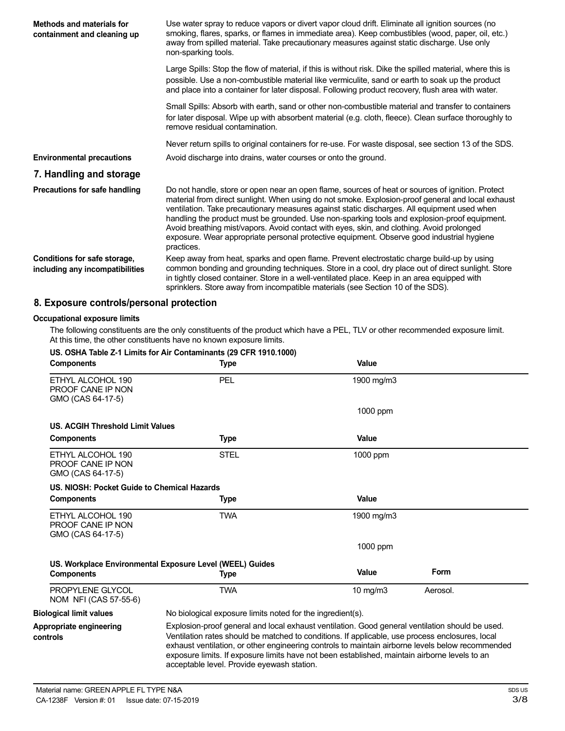**Methods and materials for containment and cleaning up**

Use water spray to reduce vapors or divert vapor cloud drift. Eliminate all ignition sources (no smoking, flares, sparks, or flames in immediate area). Keep combustibles (wood, paper, oil, etc.) away from spilled material. Take precautionary measures against static discharge. Use only non-sparking tools.

Large Spills: Stop the flow of material, if this is without risk. Dike the spilled material, where this is possible. Use a non-combustible material like vermiculite, sand or earth to soak up the product and place into a container for later disposal. Following product recovery, flush area with water.

Small Spills: Absorb with earth, sand or other non-combustible material and transfer to containers for later disposal. Wipe up with absorbent material (e.g. cloth, fleece). Clean surface thoroughly to remove residual contamination.

Never return spills to original containers for re-use. For waste disposal, see section 13 of the SDS.

**Environmental precautions**

Avoid discharge into drains, water courses or onto the ground.

## 7. Handling and storage

**Precautions for safe handling**

Do not handle, store or open near an open flame, sources of heat or sources of ignition. Protect material from direct sunlight. When using do not smoke. Explosion-proof general and local exhaust ventilation. Take precautionary measures against static discharges. All equipment used when handling the product must be grounded. Use non-sparking tools and explosion-proof equipment. Avoid breathing mist/vapors. Avoid contact with eyes, skin, and clothing. Avoid prolonged exposure. Wear appropriate personal protective equipment. Observe good industrial hygiene practices.

**Conditions for safe storage, including any incompatibilities**

Keep away from heat, sparks and open flame. Prevent electrostatic charge build-up by using common bonding and grounding techniques. Store in a cool, dry place out of direct sunlight. Store in tightly closed container. Store in a well-ventilated place. Keep in an area equipped with sprinklers. Store away from incompatible materials (see Section 10 of the SDS).

## 8. Exposure controls/personal protection

### Occupational exposure limits

The following constituents are the only constituents of the product which have a PEL, TLV or other recommended exposure limit. At this time, the other constituents have no known exposure limits.

**US. OSHA Table Z-1 Limits for Air Contaminants (29 CFR 1910.1000)**

| Components | Type | Value |
|---|---|---|
| ETHYL ALCOHOL 190 PROOF CANE IP NON GMO (CAS 64-17-5) | PEL | 1900 mg/m3 |
| | | 1000 ppm |

**US. ACGIH Threshold Limit Values**

| Components | Type | Value |
|---|---|---|
| ETHYL ALCOHOL 190 PROOF CANE IP NON GMO (CAS 64-17-5) | STEL | 1000 ppm |

**US. NIOSH: Pocket Guide to Chemical Hazards**

| Components | Type | Value |
|---|---|---|
| ETHYL ALCOHOL 190 PROOF CANE IP NON GMO (CAS 64-17-5) | TWA | 1900 mg/m3 |
| | | 1000 ppm |

**US. Workplace Environmental Exposure Level (WEEL) Guides**

| Components | Type | Value | Form |
|---|---|---|---|
| PROPYLENE GLYCOL NOM NFI (CAS 57-55-6) | TWA | 10 mg/m3 | Aerosol. |

**Biological limit values**

No biological exposure limits noted for the ingredient(s).

**Appropriate engineering controls**

Explosion-proof general and local exhaust ventilation. Good general ventilation should be used. Ventilation rates should be matched to conditions. If applicable, use process enclosures, local exhaust ventilation, or other engineering controls to maintain airborne levels below recommended exposure limits. If exposure limits have not been established, maintain airborne levels to an acceptable level. Provide eyewash station.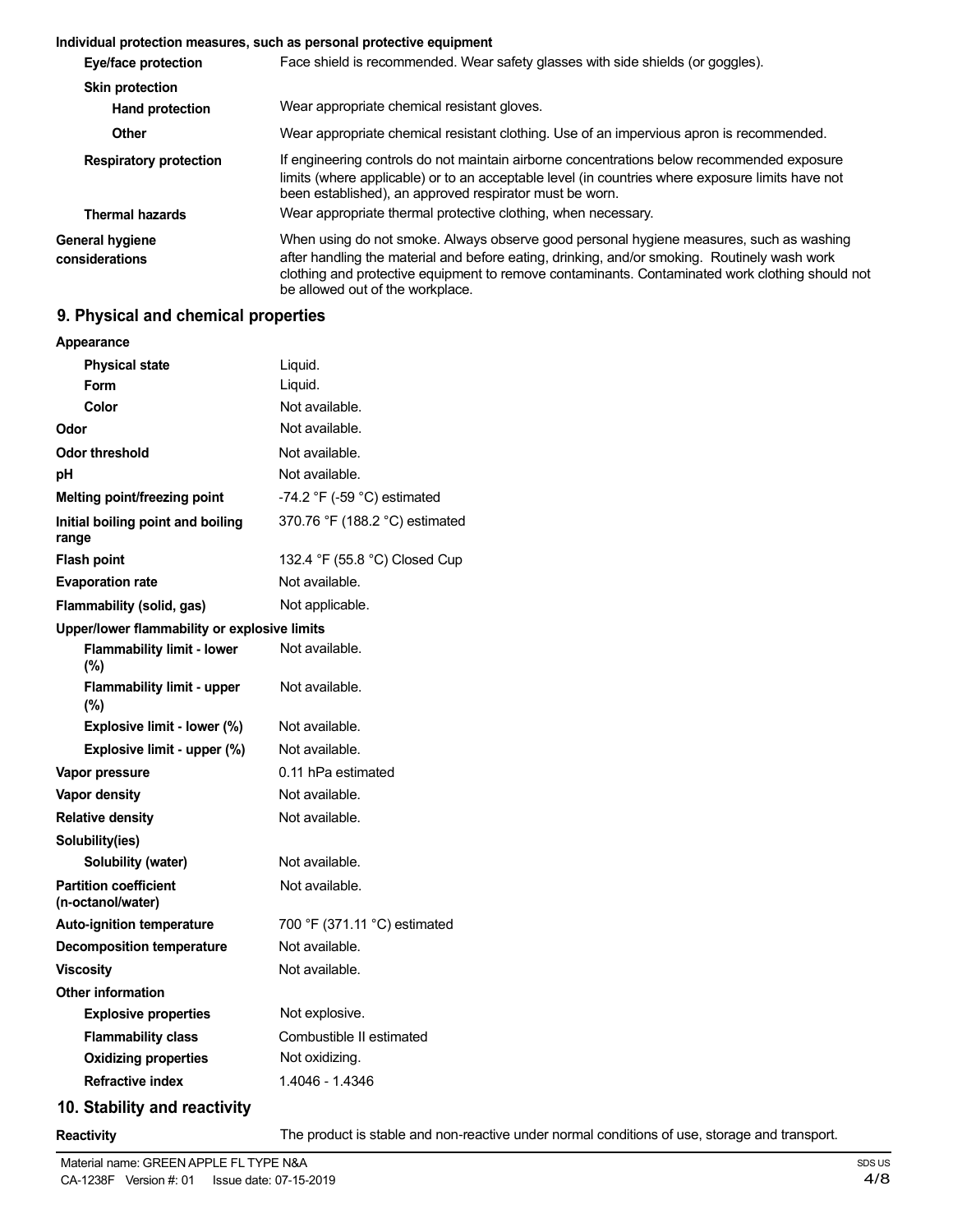**Individual protection measures, such as personal protective equipment**

| | |
|---|---|
| **Eye/face protection** | Face shield is recommended. Wear safety glasses with side shields (or goggles). |
| **Skin protection** | |
| **Hand protection** | Wear appropriate chemical resistant gloves. |
| **Other** | Wear appropriate chemical resistant clothing. Use of an impervious apron is recommended. |
| **Respiratory protection** | If engineering controls do not maintain airborne concentrations below recommended exposure limits (where applicable) or to an acceptable level (in countries where exposure limits have not been established), an approved respirator must be worn. |
| **Thermal hazards** | Wear appropriate thermal protective clothing, when necessary. |
| **General hygiene considerations** | When using do not smoke. Always observe good personal hygiene measures, such as washing after handling the material and before eating, drinking, and/or smoking. Routinely wash work clothing and protective equipment to remove contaminants. Contaminated work clothing should not be allowed out of the workplace. |

## 9. Physical and chemical properties

| | |
|---|---|
| **Appearance** | |
| **Physical state** | Liquid. |
| **Form** | Liquid. |
| **Color** | Not available. |
| **Odor** | Not available. |
| **Odor threshold** | Not available. |
| **pH** | Not available. |
| **Melting point/freezing point** | -74.2 °F (-59 °C) estimated |
| **Initial boiling point and boiling range** | 370.76 °F (188.2 °C) estimated |
| **Flash point** | 132.4 °F (55.8 °C) Closed Cup |
| **Evaporation rate** | Not available. |
| **Flammability (solid, gas)** | Not applicable. |
| **Upper/lower flammability or explosive limits** | |
| **Flammability limit - lower (%)** | Not available. |
| **Flammability limit - upper (%)** | Not available. |
| **Explosive limit - lower (%)** | Not available. |
| **Explosive limit - upper (%)** | Not available. |
| **Vapor pressure** | 0.11 hPa estimated |
| **Vapor density** | Not available. |
| **Relative density** | Not available. |
| **Solubility(ies)** | |
| **Solubility (water)** | Not available. |
| **Partition coefficient (n-octanol/water)** | Not available. |
| **Auto-ignition temperature** | 700 °F (371.11 °C) estimated |
| **Decomposition temperature** | Not available. |
| **Viscosity** | Not available. |
| **Other information** | |
| **Explosive properties** | Not explosive. |
| **Flammability class** | Combustible II estimated |
| **Oxidizing properties** | Not oxidizing. |
| **Refractive index** | 1.4046 - 1.4346 |

## 10. Stability and reactivity

| | |
|---|---|
| **Reactivity** | The product is stable and non-reactive under normal conditions of use, storage and transport. |

Material name: GREEN APPLE FL TYPE N&A
CA-1238F Version #: 01 Issue date: 07-15-2019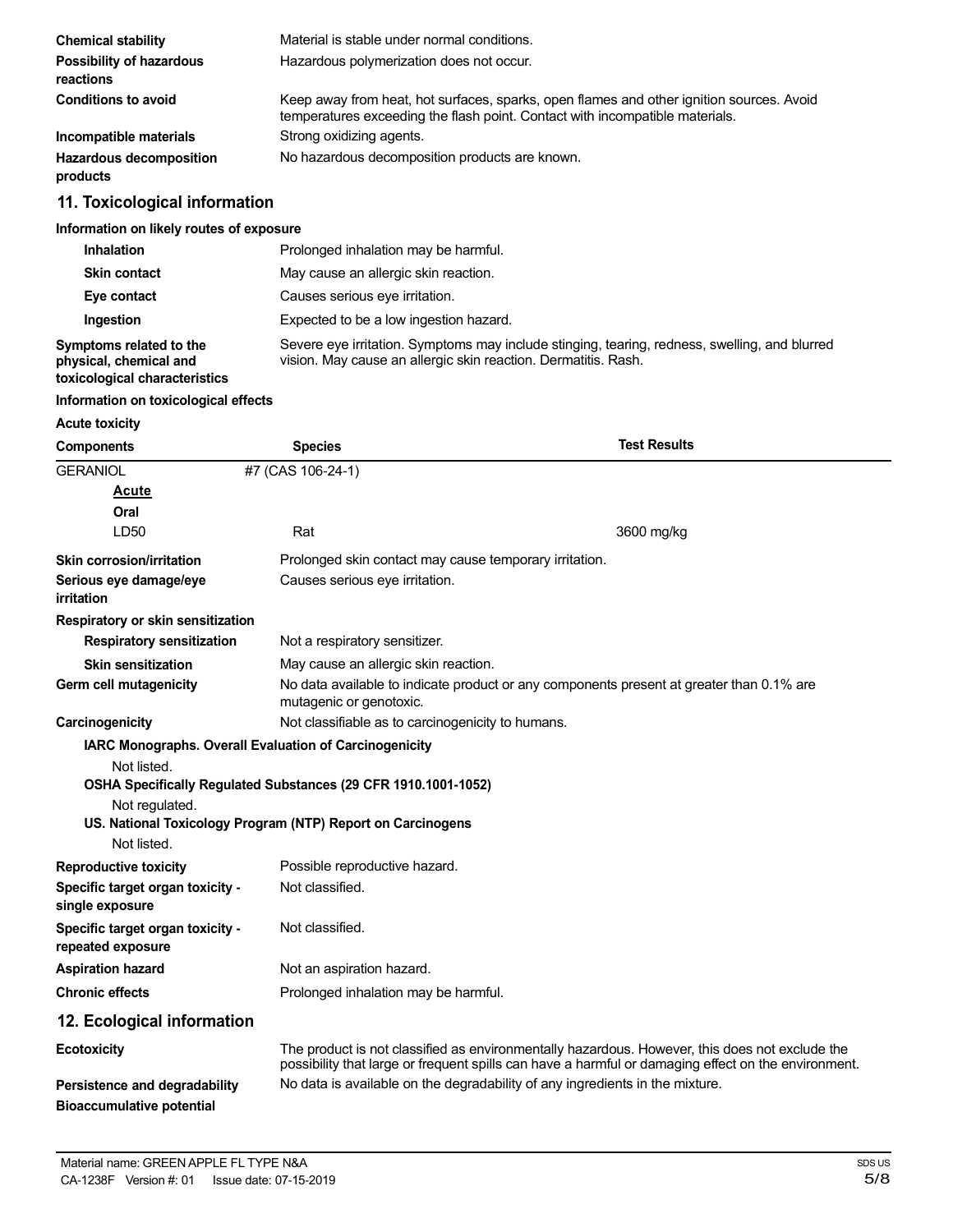| | |
|---|---|
| **Chemical stability** | Material is stable under normal conditions. |
| **Possibility of hazardous reactions** | Hazardous polymerization does not occur. |
| **Conditions to avoid** | Keep away from heat, hot surfaces, sparks, open flames and other ignition sources. Avoid temperatures exceeding the flash point. Contact with incompatible materials. |
| **Incompatible materials** | Strong oxidizing agents. |
| **Hazardous decomposition products** | No hazardous decomposition products are known. |

## 11. Toxicological information

**Information on likely routes of exposure**

| | |
|---|---|
| **Inhalation** | Prolonged inhalation may be harmful. |
| **Skin contact** | May cause an allergic skin reaction. |
| **Eye contact** | Causes serious eye irritation. |
| **Ingestion** | Expected to be a low ingestion hazard. |
| **Symptoms related to the physical, chemical and toxicological characteristics** | Severe eye irritation. Symptoms may include stinging, tearing, redness, swelling, and blurred vision. May cause an allergic skin reaction. Dermatitis. Rash. |

**Information on toxicological effects**

**Acute toxicity**

| Components | Species | Test Results |
|---|---|---|
| GERANIOL | #7 (CAS 106-24-1) | |
| **Acute** | | |
| **Oral** | | |
| LD50 | Rat | 3600 mg/kg |

| | |
|---|---|
| **Skin corrosion/irritation** | Prolonged skin contact may cause temporary irritation. |
| **Serious eye damage/eye irritation** | Causes serious eye irritation. |
| **Respiratory or skin sensitization** | |
| **Respiratory sensitization** | Not a respiratory sensitizer. |
| **Skin sensitization** | May cause an allergic skin reaction. |
| **Germ cell mutagenicity** | No data available to indicate product or any components present at greater than 0.1% are mutagenic or genotoxic. |
| **Carcinogenicity** | Not classifiable as to carcinogenicity to humans. |

**IARC Monographs. Overall Evaluation of Carcinogenicity**

Not listed.

**OSHA Specifically Regulated Substances (29 CFR 1910.1001-1052)**

Not regulated.

**US. National Toxicology Program (NTP) Report on Carcinogens**

Not listed.

| | |
|---|---|
| **Reproductive toxicity** | Possible reproductive hazard. |
| **Specific target organ toxicity - single exposure** | Not classified. |
| **Specific target organ toxicity - repeated exposure** | Not classified. |
| **Aspiration hazard** | Not an aspiration hazard. |
| **Chronic effects** | Prolonged inhalation may be harmful. |

## 12. Ecological information

| | |
|---|---|
| **Ecotoxicity** | The product is not classified as environmentally hazardous. However, this does not exclude the possibility that large or frequent spills can have a harmful or damaging effect on the environment. |
| **Persistence and degradability** | No data is available on the degradability of any ingredients in the mixture. |
| **Bioaccumulative potential** | |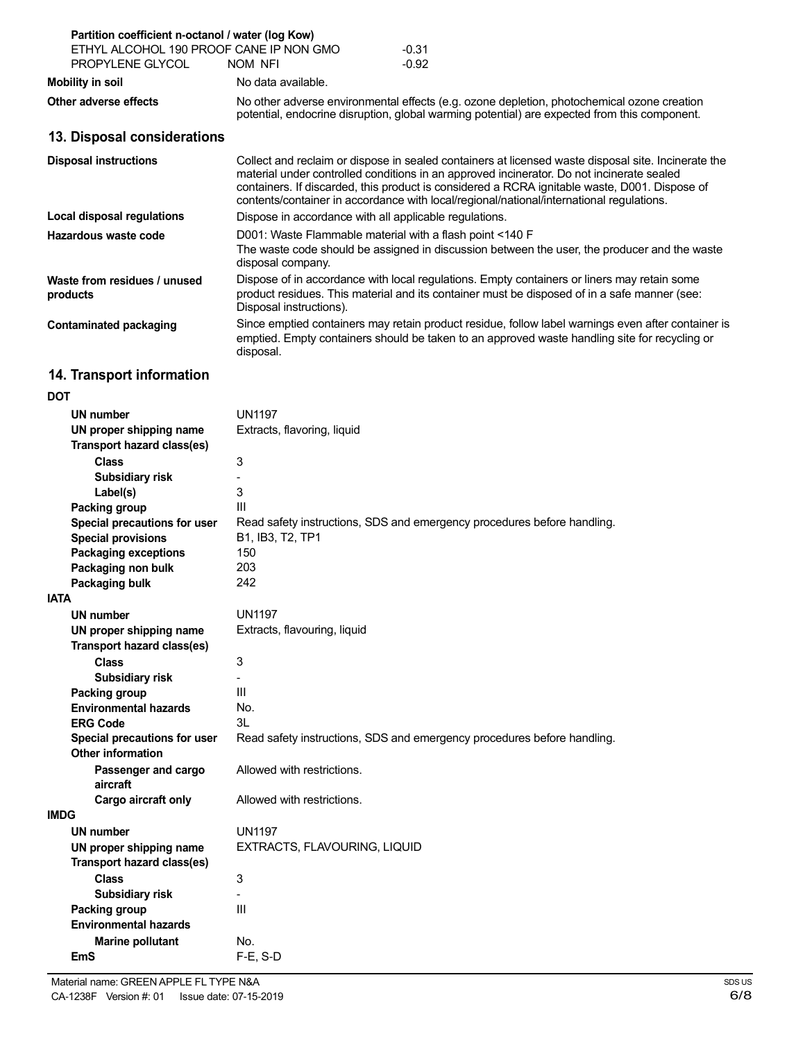**Partition coefficient n-octanol / water (log Kow)**

| | |
|---|---|
| ETHYL ALCOHOL 190 PROOF CANE IP NON GMO | -0.31 |
| PROPYLENE GLYCOL NOM NFI | -0.92 |

**Mobility in soil** No data available.

**Other adverse effects** No other adverse environmental effects (e.g. ozone depletion, photochemical ozone creation potential, endocrine disruption, global warming potential) are expected from this component.

## 13. Disposal considerations

**Disposal instructions** Collect and reclaim or dispose in sealed containers at licensed waste disposal site. Incinerate the material under controlled conditions in an approved incinerator. Do not incinerate sealed containers. If discarded, this product is considered a RCRA ignitable waste, D001. Dispose of contents/container in accordance with local/regional/national/international regulations.

**Local disposal regulations** Dispose in accordance with all applicable regulations.

**Hazardous waste code** D001: Waste Flammable material with a flash point <140 F
The waste code should be assigned in discussion between the user, the producer and the waste disposal company.

**Waste from residues / unused products** Dispose of in accordance with local regulations. Empty containers or liners may retain some product residues. This material and its container must be disposed of in a safe manner (see: Disposal instructions).

**Contaminated packaging** Since emptied containers may retain product residue, follow label warnings even after container is emptied. Empty containers should be taken to an approved waste handling site for recycling or disposal.

## 14. Transport information

**DOT**

| | |
|---|---|
| **UN number** | UN1197 |
| **UN proper shipping name** | Extracts, flavoring, liquid |
| **Transport hazard class(es)** | |
| **Class** | 3 |
| **Subsidiary risk** | - |
| **Label(s)** | 3 |
| **Packing group** | III |
| **Special precautions for user** | Read safety instructions, SDS and emergency procedures before handling. |
| **Special provisions** | B1, IB3, T2, TP1 |
| **Packaging exceptions** | 150 |
| **Packaging non bulk** | 203 |
| **Packaging bulk** | 242 |

**IATA**

| | |
|---|---|
| **UN number** | UN1197 |
| **UN proper shipping name** | Extracts, flavouring, liquid |
| **Transport hazard class(es)** | |
| **Class** | 3 |
| **Subsidiary risk** | - |
| **Packing group** | III |
| **Environmental hazards** | No. |
| **ERG Code** | 3L |
| **Special precautions for user** | Read safety instructions, SDS and emergency procedures before handling. |
| **Other information** | |
| **Passenger and cargo aircraft** | Allowed with restrictions. |
| **Cargo aircraft only** | Allowed with restrictions. |

**IMDG**

| | |
|---|---|
| **UN number** | UN1197 |
| **UN proper shipping name** | EXTRACTS, FLAVOURING, LIQUID |
| **Transport hazard class(es)** | |
| **Class** | 3 |
| **Subsidiary risk** | - |
| **Packing group** | III |
| **Environmental hazards** | |
| **Marine pollutant** | No. |
| **EmS** | F-E, S-D |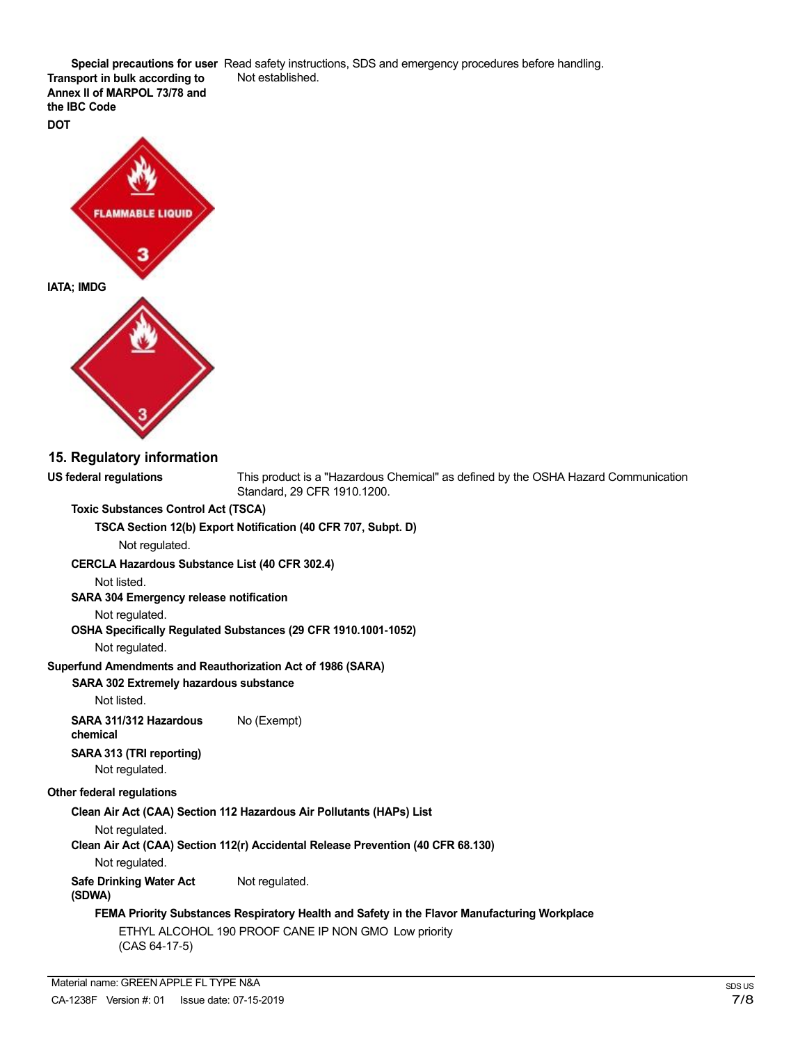**Special precautions for user** Read safety instructions, SDS and emergency procedures before handling.

**Transport in bulk according to Annex II of MARPOL 73/78 and the IBC Code** Not established.

**DOT**

**IATA; IMDG**

## 15. Regulatory information

**US federal regulations** This product is a "Hazardous Chemical" as defined by the OSHA Hazard Communication Standard, 29 CFR 1910.1200.

**Toxic Substances Control Act (TSCA)**

**TSCA Section 12(b) Export Notification (40 CFR 707, Subpt. D)**

Not regulated.

**CERCLA Hazardous Substance List (40 CFR 302.4)**

Not listed.

**SARA 304 Emergency release notification**

Not regulated.

**OSHA Specifically Regulated Substances (29 CFR 1910.1001-1052)**

Not regulated.

**Superfund Amendments and Reauthorization Act of 1986 (SARA)**

**SARA 302 Extremely hazardous substance**

Not listed.

**SARA 311/312 Hazardous chemical** No (Exempt)

**SARA 313 (TRI reporting)**

Not regulated.

**Other federal regulations**

**Clean Air Act (CAA) Section 112 Hazardous Air Pollutants (HAPs) List**

Not regulated.

**Clean Air Act (CAA) Section 112(r) Accidental Release Prevention (40 CFR 68.130)**

Not regulated.

**Safe Drinking Water Act (SDWA)** Not regulated.

**FEMA Priority Substances Respiratory Health and Safety in the Flavor Manufacturing Workplace**

ETHYL ALCOHOL 190 PROOF CANE IP NON GMO Low priority
(CAS 64-17-5)

Material name: GREEN APPLE FL TYPE N&A
CA-1238F Version #: 01 Issue date: 07-15-2019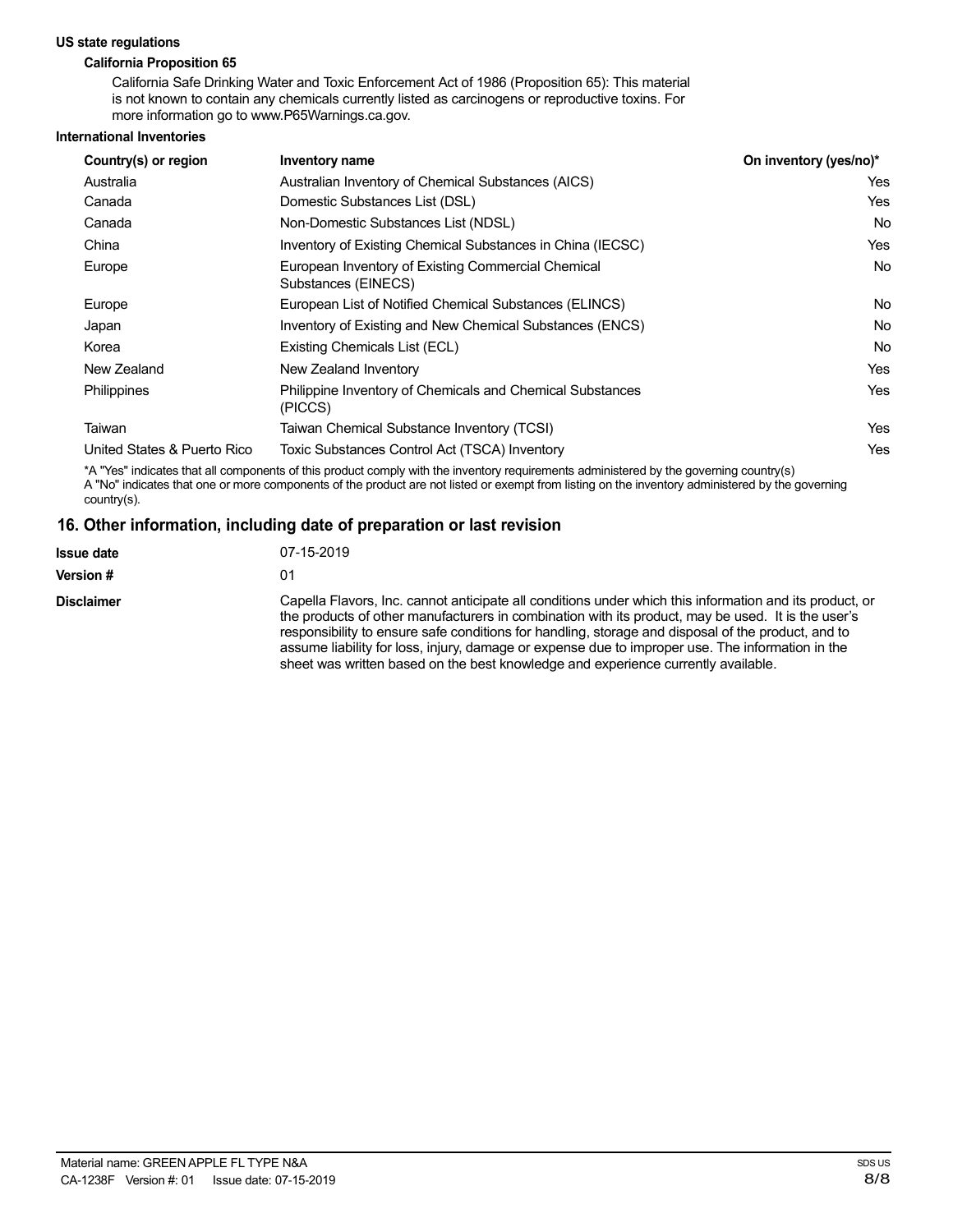**US state regulations**

**California Proposition 65**

California Safe Drinking Water and Toxic Enforcement Act of 1986 (Proposition 65): This material is not known to contain any chemicals currently listed as carcinogens or reproductive toxins. For more information go to www.P65Warnings.ca.gov.

**International Inventories**

| Country(s) or region | Inventory name | On inventory (yes/no)* |
|---|---|---|
| Australia | Australian Inventory of Chemical Substances (AICS) | Yes |
| Canada | Domestic Substances List (DSL) | Yes |
| Canada | Non-Domestic Substances List (NDSL) | No |
| China | Inventory of Existing Chemical Substances in China (IECSC) | Yes |
| Europe | European Inventory of Existing Commercial Chemical Substances (EINECS) | No |
| Europe | European List of Notified Chemical Substances (ELINCS) | No |
| Japan | Inventory of Existing and New Chemical Substances (ENCS) | No |
| Korea | Existing Chemicals List (ECL) | No |
| New Zealand | New Zealand Inventory | Yes |
| Philippines | Philippine Inventory of Chemicals and Chemical Substances (PICCS) | Yes |
| Taiwan | Taiwan Chemical Substance Inventory (TCSI) | Yes |
| United States & Puerto Rico | Toxic Substances Control Act (TSCA) Inventory | Yes |

*A "Yes" indicates that all components of this product comply with the inventory requirements administered by the governing country(s)
A "No" indicates that one or more components of the product are not listed or exempt from listing on the inventory administered by the governing country(s).

## 16. Other information, including date of preparation or last revision

**Issue date** 07-15-2019

**Version #** 01

**Disclaimer** Capella Flavors, Inc. cannot anticipate all conditions under which this information and its product, or the products of other manufacturers in combination with its product, may be used. It is the user's responsibility to ensure safe conditions for handling, storage and disposal of the product, and to assume liability for loss, injury, damage or expense due to improper use. The information in the sheet was written based on the best knowledge and experience currently available.